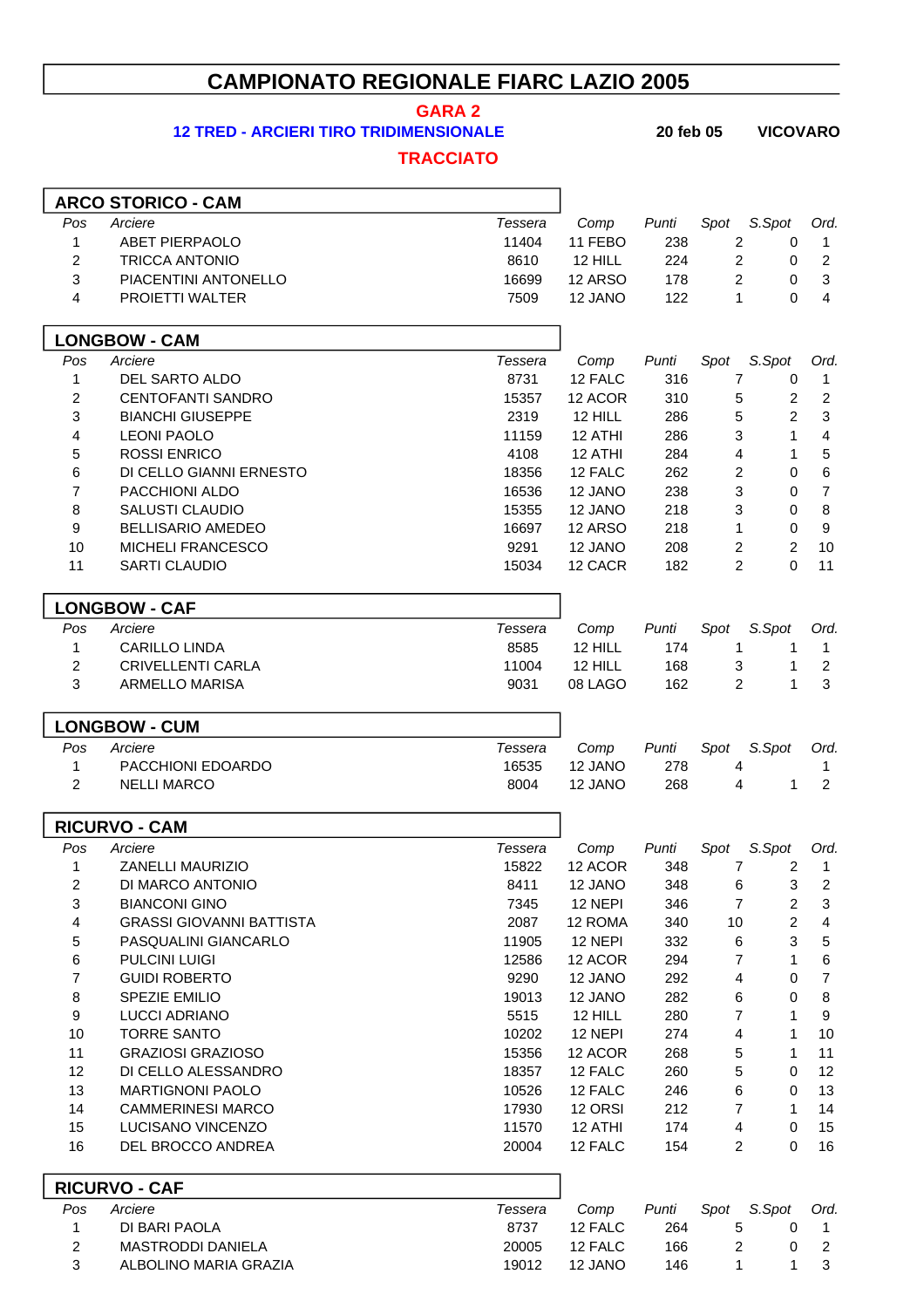# CAMPIONATO REGIONALE FIARC LAZIO 2005

**GARA 2**

**12 TRED - ARCIERI TIRO TRIDIMENSIONALE** **20 feb 05** **VICOVARO**

**TRACCIATO**

## ARCO STORICO - CAM

| Pos | Arciere | Tessera | Comp | Punti | Spot | S.Spot | Ord. |
|---|---|---|---|---|---|---|---|
| 1 | ABET PIERPAOLO | 11404 | 11 FEBO | 238 | 2 | 0 | 1 |
| 2 | TRICCA ANTONIO | 8610 | 12 HILL | 224 | 2 | 0 | 2 |
| 3 | PIACENTINI ANTONELLO | 16699 | 12 ARSO | 178 | 2 | 0 | 3 |
| 4 | PROIETTI WALTER | 7509 | 12 JANO | 122 | 1 | 0 | 4 |

## LONGBOW - CAM

| Pos | Arciere | Tessera | Comp | Punti | Spot | S.Spot | Ord. |
|---|---|---|---|---|---|---|---|
| 1 | DEL SARTO ALDO | 8731 | 12 FALC | 316 | 7 | 0 | 1 |
| 2 | CENTOFANTI SANDRO | 15357 | 12 ACOR | 310 | 5 | 2 | 2 |
| 3 | BIANCHI GIUSEPPE | 2319 | 12 HILL | 286 | 5 | 2 | 3 |
| 4 | LEONI PAOLO | 11159 | 12 ATHI | 286 | 3 | 1 | 4 |
| 5 | ROSSI ENRICO | 4108 | 12 ATHI | 284 | 4 | 1 | 5 |
| 6 | DI CELLO GIANNI ERNESTO | 18356 | 12 FALC | 262 | 2 | 0 | 6 |
| 7 | PACCHIONI ALDO | 16536 | 12 JANO | 238 | 3 | 0 | 7 |
| 8 | SALUSTI CLAUDIO | 15355 | 12 JANO | 218 | 3 | 0 | 8 |
| 9 | BELLISARIO AMEDEO | 16697 | 12 ARSO | 218 | 1 | 0 | 9 |
| 10 | MICHELI FRANCESCO | 9291 | 12 JANO | 208 | 2 | 2 | 10 |
| 11 | SARTI CLAUDIO | 15034 | 12 CACR | 182 | 2 | 0 | 11 |

## LONGBOW - CAF

| Pos | Arciere | Tessera | Comp | Punti | Spot | S.Spot | Ord. |
|---|---|---|---|---|---|---|---|
| 1 | CARILLO LINDA | 8585 | 12 HILL | 174 | 1 | 1 | 1 |
| 2 | CRIVELLENTI CARLA | 11004 | 12 HILL | 168 | 3 | 1 | 2 |
| 3 | ARMELLO MARISA | 9031 | 08 LAGO | 162 | 2 | 1 | 3 |

## LONGBOW - CUM

| Pos | Arciere | Tessera | Comp | Punti | Spot | S.Spot | Ord. |
|---|---|---|---|---|---|---|---|
| 1 | PACCHIONI EDOARDO | 16535 | 12 JANO | 278 | 4 | | 1 |
| 2 | NELLI MARCO | 8004 | 12 JANO | 268 | 4 | 1 | 2 |

## RICURVO - CAM

| Pos | Arciere | Tessera | Comp | Punti | Spot | S.Spot | Ord. |
|---|---|---|---|---|---|---|---|
| 1 | ZANELLI MAURIZIO | 15822 | 12 ACOR | 348 | 7 | 2 | 1 |
| 2 | DI MARCO ANTONIO | 8411 | 12 JANO | 348 | 6 | 3 | 2 |
| 3 | BIANCONI GINO | 7345 | 12 NEPI | 346 | 7 | 2 | 3 |
| 4 | GRASSI GIOVANNI BATTISTA | 2087 | 12 ROMA | 340 | 10 | 2 | 4 |
| 5 | PASQUALINI GIANCARLO | 11905 | 12 NEPI | 332 | 6 | 3 | 5 |
| 6 | PULCINI LUIGI | 12586 | 12 ACOR | 294 | 7 | 1 | 6 |
| 7 | GUIDI ROBERTO | 9290 | 12 JANO | 292 | 4 | 0 | 7 |
| 8 | SPEZIE EMILIO | 19013 | 12 JANO | 282 | 6 | 0 | 8 |
| 9 | LUCCI ADRIANO | 5515 | 12 HILL | 280 | 7 | 1 | 9 |
| 10 | TORRE SANTO | 10202 | 12 NEPI | 274 | 4 | 1 | 10 |
| 11 | GRAZIOSI GRAZIOSO | 15356 | 12 ACOR | 268 | 5 | 1 | 11 |
| 12 | DI CELLO ALESSANDRO | 18357 | 12 FALC | 260 | 5 | 0 | 12 |
| 13 | MARTIGNONI PAOLO | 10526 | 12 FALC | 246 | 6 | 0 | 13 |
| 14 | CAMMERINESI MARCO | 17930 | 12 ORSI | 212 | 7 | 1 | 14 |
| 15 | LUCISANO VINCENZO | 11570 | 12 ATHI | 174 | 4 | 0 | 15 |
| 16 | DEL BROCCO ANDREA | 20004 | 12 FALC | 154 | 2 | 0 | 16 |

## RICURVO - CAF

| Pos | Arciere | Tessera | Comp | Punti | Spot | S.Spot | Ord. |
|---|---|---|---|---|---|---|---|
| 1 | DI BARI PAOLA | 8737 | 12 FALC | 264 | 5 | 0 | 1 |
| 2 | MASTRODDI DANIELA | 20005 | 12 FALC | 166 | 2 | 0 | 2 |
| 3 | ALBOLINO MARIA GRAZIA | 19012 | 12 JANO | 146 | 1 | 1 | 3 |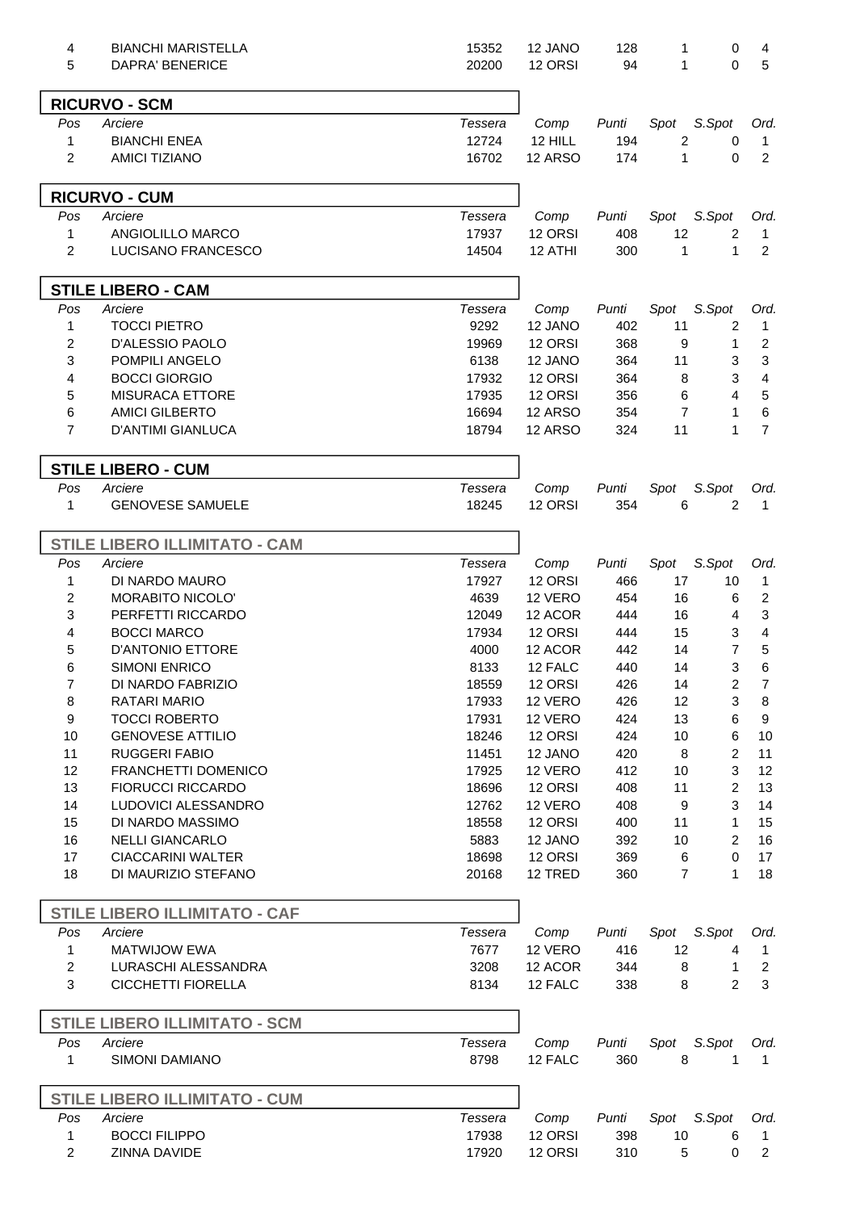| Pos | Arciere | Tessera | Comp | Punti | Spot | S.Spot | Ord. |
|---|---|---|---|---|---|---|---|
| 4 | BIANCHI MARISTELLA | 15352 | 12 JANO | 128 | 1 | 0 | 4 |
| 5 | DAPRA' BENERICE | 20200 | 12 ORSI | 94 | 1 | 0 | 5 |

## RICURVO - SCM

| Pos | Arciere | Tessera | Comp | Punti | Spot | S.Spot | Ord. |
|---|---|---|---|---|---|---|---|
| 1 | BIANCHI ENEA | 12724 | 12 HILL | 194 | 2 | 0 | 1 |
| 2 | AMICI TIZIANO | 16702 | 12 ARSO | 174 | 1 | 0 | 2 |

## RICURVO - CUM

| Pos | Arciere | Tessera | Comp | Punti | Spot | S.Spot | Ord. |
|---|---|---|---|---|---|---|---|
| 1 | ANGIOLILLO MARCO | 17937 | 12 ORSI | 408 | 12 | 2 | 1 |
| 2 | LUCISANO FRANCESCO | 14504 | 12 ATHI | 300 | 1 | 1 | 2 |

## STILE LIBERO - CAM

| Pos | Arciere | Tessera | Comp | Punti | Spot | S.Spot | Ord. |
|---|---|---|---|---|---|---|---|
| 1 | TOCCI PIETRO | 9292 | 12 JANO | 402 | 11 | 2 | 1 |
| 2 | D'ALESSIO PAOLO | 19969 | 12 ORSI | 368 | 9 | 1 | 2 |
| 3 | POMPILI ANGELO | 6138 | 12 JANO | 364 | 11 | 3 | 3 |
| 4 | BOCCI GIORGIO | 17932 | 12 ORSI | 364 | 8 | 3 | 4 |
| 5 | MISURACA ETTORE | 17935 | 12 ORSI | 356 | 6 | 4 | 5 |
| 6 | AMICI GILBERTO | 16694 | 12 ARSO | 354 | 7 | 1 | 6 |
| 7 | D'ANTIMI GIANLUCA | 18794 | 12 ARSO | 324 | 11 | 1 | 7 |

## STILE LIBERO - CUM

| Pos | Arciere | Tessera | Comp | Punti | Spot | S.Spot | Ord. |
|---|---|---|---|---|---|---|---|
| 1 | GENOVESE SAMUELE | 18245 | 12 ORSI | 354 | 6 | 2 | 1 |

## STILE LIBERO ILLIMITATO - CAM

| Pos | Arciere | Tessera | Comp | Punti | Spot | S.Spot | Ord. |
|---|---|---|---|---|---|---|---|
| 1 | DI NARDO MAURO | 17927 | 12 ORSI | 466 | 17 | 10 | 1 |
| 2 | MORABITO NICOLO' | 4639 | 12 VERO | 454 | 16 | 6 | 2 |
| 3 | PERFETTI RICCARDO | 12049 | 12 ACOR | 444 | 16 | 4 | 3 |
| 4 | BOCCI MARCO | 17934 | 12 ORSI | 444 | 15 | 3 | 4 |
| 5 | D'ANTONIO ETTORE | 4000 | 12 ACOR | 442 | 14 | 7 | 5 |
| 6 | SIMONI ENRICO | 8133 | 12 FALC | 440 | 14 | 3 | 6 |
| 7 | DI NARDO FABRIZIO | 18559 | 12 ORSI | 426 | 14 | 2 | 7 |
| 8 | RATARI MARIO | 17933 | 12 VERO | 426 | 12 | 3 | 8 |
| 9 | TOCCI ROBERTO | 17931 | 12 VERO | 424 | 13 | 6 | 9 |
| 10 | GENOVESE ATTILIO | 18246 | 12 ORSI | 424 | 10 | 6 | 10 |
| 11 | RUGGERI FABIO | 11451 | 12 JANO | 420 | 8 | 2 | 11 |
| 12 | FRANCHETTI DOMENICO | 17925 | 12 VERO | 412 | 10 | 3 | 12 |
| 13 | FIORUCCI RICCARDO | 18696 | 12 ORSI | 408 | 11 | 2 | 13 |
| 14 | LUDOVICI ALESSANDRO | 12762 | 12 VERO | 408 | 9 | 3 | 14 |
| 15 | DI NARDO MASSIMO | 18558 | 12 ORSI | 400 | 11 | 1 | 15 |
| 16 | NELLI GIANCARLO | 5883 | 12 JANO | 392 | 10 | 2 | 16 |
| 17 | CIACCARINI WALTER | 18698 | 12 ORSI | 369 | 6 | 0 | 17 |
| 18 | DI MAURIZIO STEFANO | 20168 | 12 TRED | 360 | 7 | 1 | 18 |

## STILE LIBERO ILLIMITATO - CAF

| Pos | Arciere | Tessera | Comp | Punti | Spot | S.Spot | Ord. |
|---|---|---|---|---|---|---|---|
| 1 | MATWIJOW EWA | 7677 | 12 VERO | 416 | 12 | 4 | 1 |
| 2 | LURASCHI ALESSANDRA | 3208 | 12 ACOR | 344 | 8 | 1 | 2 |
| 3 | CICCHETTI FIORELLA | 8134 | 12 FALC | 338 | 8 | 2 | 3 |

## STILE LIBERO ILLIMITATO - SCM

| Pos | Arciere | Tessera | Comp | Punti | Spot | S.Spot | Ord. |
|---|---|---|---|---|---|---|---|
| 1 | SIMONI DAMIANO | 8798 | 12 FALC | 360 | 8 | 1 | 1 |

## STILE LIBERO ILLIMITATO - CUM

| Pos | Arciere | Tessera | Comp | Punti | Spot | S.Spot | Ord. |
|---|---|---|---|---|---|---|---|
| 1 | BOCCI FILIPPO | 17938 | 12 ORSI | 398 | 10 | 6 | 1 |
| 2 | ZINNA DAVIDE | 17920 | 12 ORSI | 310 | 5 | 0 | 2 |